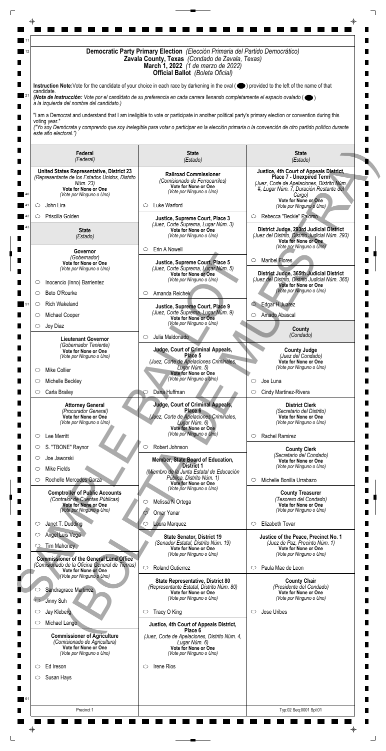# Democratic Party Primary Election *(Elección Primaria del Partido Demócratico)*
## Zavala County, Texas *(Condado de Zavala, Texas)*
## March 1, 2022 *(1 de marzo de 2022)*
## Official Ballot *(Boleta Oficial)*

**Instruction Note:** Vote for the candidate of your choice in each race by darkening in the oval (⬤) provided to the left of the name of that candidate.
*(Nota de Instrucción: Vote por el candidato de su preferencia en cada carrera llenando completamente el espacio ovalado (⬤) a la izquierda del nombre del candidato.)*

"I am a Democrat and understand that I am ineligible to vote or participate in another political party's primary election or convention during this voting year."
*("Yo soy Demócrata y comprendo que soy inelegible para votar o participar en la elección primaria o la convención de otro partido político durante este año electoral.")*

---

## Federal *(Federal)*

**United States Representative, District 23**
*(Representante de los Estados Unidos, Distrito Núm. 23)*
**Vote for None or One**
*(Vote por Ninguno o Uno)*

- ○ John Lira
- ○ Priscilla Golden

## State *(Estado)*

**Governor**
*(Gobernador)*
**Vote for None or One**
*(Vote por Ninguno o Uno)*

- ○ Inocencio (Inno) Barrientez
- ○ Beto O'Rourke
- ○ Rich Wakeland
- ○ Michael Cooper
- ○ Joy Diaz

**Lieutenant Governor**
*(Gobernador Teniente)*
**Vote for None or One**
*(Vote por Ninguno o Uno)*

- ○ Mike Collier
- ○ Michelle Beckley
- ○ Carla Brailey

**Attorney General**
*(Procurador General)*
**Vote for None or One**
*(Vote por Ninguno o Uno)*

- ○ Lee Merritt
- ○ S. "TBONE" Raynor
- ○ Joe Jaworski
- ○ Mike Fields
- ○ Rochelle Mercedes Garza

**Comptroller of Public Accounts**
*(Contralor de Cuentas Públicas)*
**Vote for None or One**
*(Vote por Ninguno o Uno)*

- ○ Janet T. Dudding
- ○ Angel Luis Vega
- ○ Tim Mahoney

**Commissioner of the General Land Office**
*(Comisionado de la Oficina General de Tierras)*
**Vote for None or One**
*(Vote por Ninguno o Uno)*

- ○ Sandragrace Martinez
- ○ Jinny Suh
- ○ Jay Kleberg
- ○ Michael Lange

**Commissioner of Agriculture**
*(Comisionado de Agricultura)*
**Vote for None or One**
*(Vote por Ninguno o Uno)*

- ○ Ed Ireson
- ○ Susan Hays

## State *(Estado)*

**Railroad Commissioner**
*(Comisionado de Ferrocarriles)*
**Vote for None or One**
*(Vote por Ninguno o Uno)*

- ○ Luke Warford

**Justice, Supreme Court, Place 3**
*(Juez, Corte Suprema, Lugar Núm. 3)*
**Vote for None or One**
*(Vote por Ninguno o Uno)*

- ○ Erin A Nowell

**Justice, Supreme Court, Place 5**
*(Juez, Corte Suprema, Lugar Núm. 5)*
**Vote for None or One**
*(Vote por Ninguno o Uno)*

- ○ Amanda Reichek

**Justice, Supreme Court, Place 9**
*(Juez, Corte Suprema, Lugar Núm. 9)*
**Vote for None or One**
*(Vote por Ninguno o Uno)*

- ○ Julia Maldonado

**Judge, Court of Criminal Appeals, Place 5**
*(Juez, Corte de Apelaciones Criminales, Lugar Núm. 5)*
**Vote for None or One**
*(Vote por Ninguno o Uno)*

- ○ Dana Huffman

**Judge, Court of Criminal Appeals, Place 6**
*(Juez, Corte de Apelaciones Criminales, Lugar Núm. 6)*
**Vote for None or One**
*(Vote por Ninguno o Uno)*

- ○ Robert Johnson

**Member, State Board of Education, District 1**
*(Miembro de la Junta Estatal de Educación Pública, Distrito Núm. 1)*
**Vote for None or One**
*(Vote por Ninguno o Uno)*

- ○ Melissa N Ortega
- ○ Omar Yanar
- ○ Laura Marquez

**State Senator, District 19**
*(Senador Estatal, Distrito Núm. 19)*
**Vote for None or One**
*(Vote por Ninguno o Uno)*

- ○ Roland Gutierrez

**State Representative, District 80**
*(Representante Estatal, Distrito Núm. 80)*
**Vote for None or One**
*(Vote por Ninguno o Uno)*

- ○ Tracy O King

**Justice, 4th Court of Appeals District, Place 6**
*(Juez, Corte de Apelaciones, Distrito Núm. 4, Lugar Núm. 6)*
**Vote for None or One**
*(Vote por Ninguno o Uno)*

- ○ Irene Rios

## State *(Estado)*

**Justice, 4th Court of Appeals District, Place 7 - Unexpired Term**
*(Juez, Corte de Apelaciones, Distrito Núm. #, Lugar Núm. 7, Duración Restante del Cargo)*
**Vote for None or One**
*(Vote por Ninguno o Uno)*

- ○ Rebecca "Beckie" Palomo

**District Judge, 293rd Judicial District**
*(Juez del Distrito, Distrito Judicial Núm. 293)*
**Vote for None or One**
*(Vote por Ninguno o Uno)*

- ○ Maribel Flores

**District Judge, 365th Judicial District**
*(Juez del Distrito, Distrito Judicial Núm. 365)*
**Vote for None or One**
*(Vote por Ninguno o Uno)*

- ○ Edgar H Juarez
- ○ Amado Abascal

## County *(Condado)*

**County Judge**
*(Juez del Condado)*
**Vote for None or One**
*(Vote por Ninguno o Uno)*

- ○ Joe Luna
- ○ Cindy Martinez-Rivera

**District Clerk**
*(Secretario del Distrito)*
**Vote for None or One**
*(Vote por Ninguno o Uno)*

- ○ Rachel Ramirez

**County Clerk**
*(Secretario del Condado)*
**Vote for None or One**
*(Vote por Ninguno o Uno)*

- ○ Michelle Bonilla Urrabazo

**County Treasurer**
*(Tesorero del Condado)*
**Vote for None or One**
*(Vote por Ninguno o Uno)*

- ○ Elizabeth Tovar

**Justice of the Peace, Precinct No. 1**
*(Juez de Paz, Precinto Núm. 1)*
**Vote for None or One**
*(Vote por Ninguno o Uno)*

- ○ Paula Mae de Leon

**County Chair**
*(Presidente del Condado)*
**Vote for None or One**
*(Vote por Ninguno o Uno)*

- ○ Jose Uribes

---

SAMPLE BALLOT (BOLETA DE MUESTRA)

Precinct 1

Typ:02 Seq:0001 Spl:01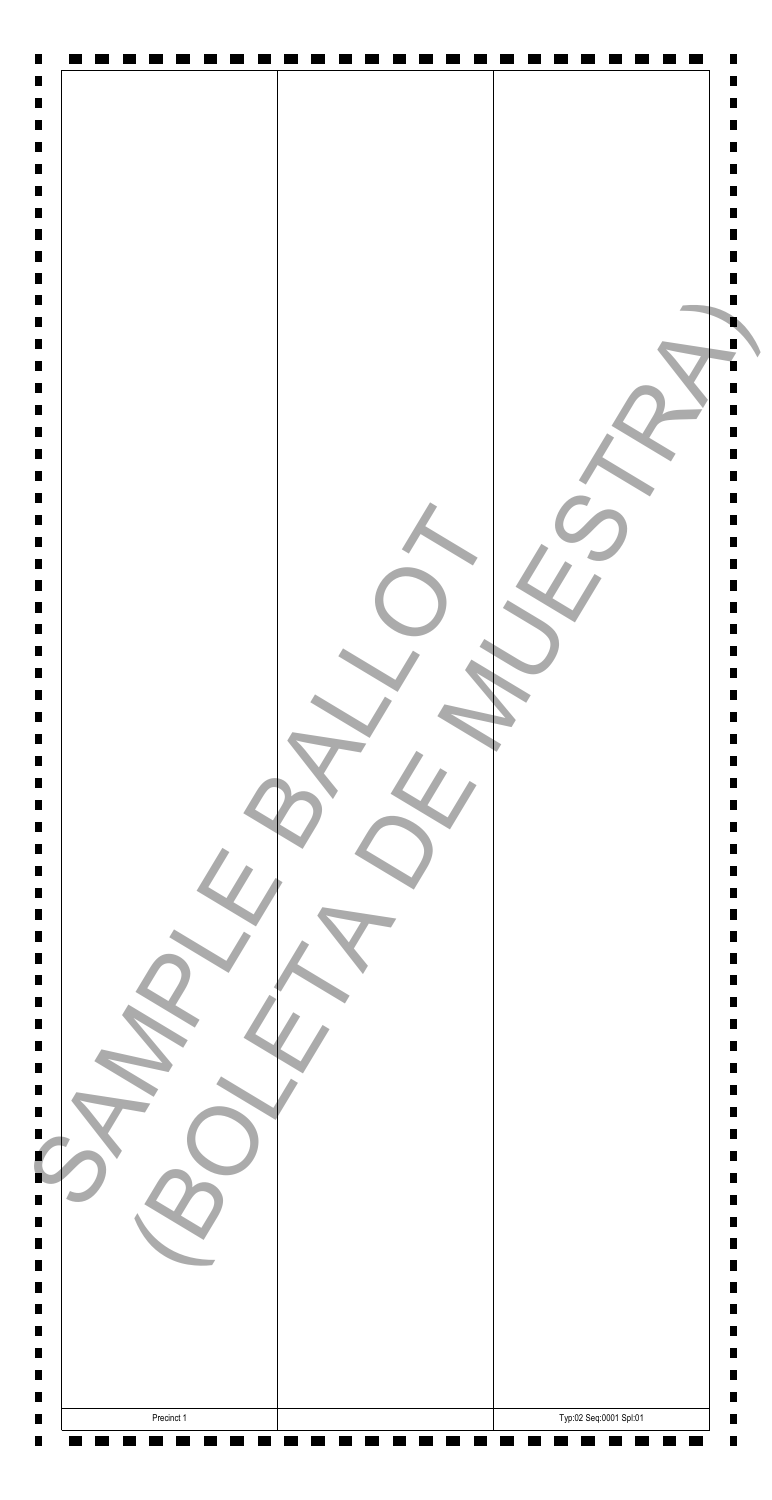SAMPLE BALLOT

(BOLETA DE MUESTRA)

Precinct 1

Typ:02 Seq:0001 Spl:01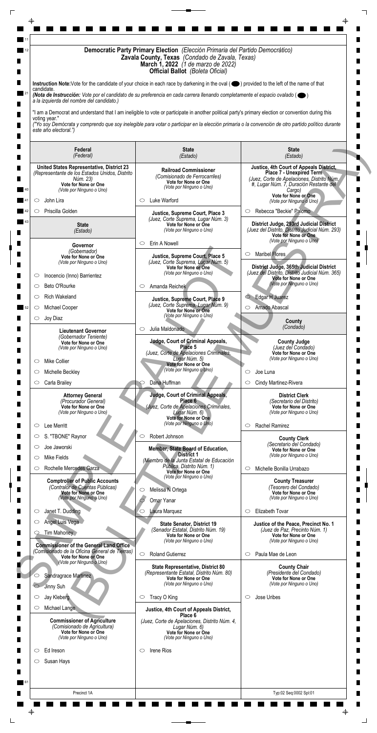# Democratic Party Primary Election *(Elección Primaria del Partido Democrático)*

## Zavala County, Texas *(Condado de Zavala, Texas)*

## March 1, 2022 *(1 de marzo de 2022)*

## Official Ballot *(Boleta Oficial)*

**Instruction Note:** Vote for the candidate of your choice in each race by darkening in the oval (⬬) provided to the left of the name of that candidate.
*(Nota de Instrucción: Vote por el candidato de su preferencia en cada carrera llenando completamente el espacio ovalado (⬬) a la izquierda del nombre del candidato.)*

"I am a Democrat and understand that I am ineligible to vote or participate in another political party's primary election or convention during this voting year."
*("Yo soy Demócrata y comprendo que soy inelegible para votar o participar en la elección primaria o la convención de otro partido político durante este año electoral.")*

SAMPLE BALLOT (BOLETA DE MUESTRA)

---

## Federal *(Federal)*

### United States Representative, District 23
*(Representante de los Estados Unidos, Distrito Núm. 23)*
**Vote for None or One** *(Vote por Ninguno o Uno)*

- ○ John Lira
- ○ Priscilla Golden

## State *(Estado)*

### Governor
*(Gobernador)*
**Vote for None or One** *(Vote por Ninguno o Uno)*

- ○ Inocencio (Inno) Barrientez
- ○ Beto O'Rourke
- ○ Rich Wakeland
- ○ Michael Cooper
- ○ Joy Diaz

### Lieutenant Governor
*(Gobernador Teniente)*
**Vote for None or One** *(Vote por Ninguno o Uno)*

- ○ Mike Collier
- ○ Michelle Beckley
- ○ Carla Brailey

### Attorney General
*(Procurador General)*
**Vote for None or One** *(Vote por Ninguno o Uno)*

- ○ Lee Merritt
- ○ S. "TBONE" Raynor
- ○ Joe Jaworski
- ○ Mike Fields
- ○ Rochelle Mercedes Garza

### Comptroller of Public Accounts
*(Contralor de Cuentas Públicas)*
**Vote for None or One** *(Vote por Ninguno o Uno)*

- ○ Janet T. Dudding
- ○ Angel Luis Vega
- ○ Tim Mahoney

### Commissioner of the General Land Office
*(Comisionado de la Oficina General de Tierras)*
**Vote for None or One** *(Vote por Ninguno o Uno)*

- ○ Sandragrace Martinez
- ○ Jinny Suh
- ○ Jay Kleberg
- ○ Michael Lange

### Commissioner of Agriculture
*(Comisionado de Agricultura)*
**Vote for None or One** *(Vote por Ninguno o Uno)*

- ○ Ed Ireson
- ○ Susan Hays

## State *(Estado)*

### Railroad Commissioner
*(Comisionado de Ferrocarriles)*
**Vote for None or One** *(Vote por Ninguno o Uno)*

- ○ Luke Warford

### Justice, Supreme Court, Place 3
*(Juez, Corte Suprema, Lugar Núm. 3)*
**Vote for None or One** *(Vote por Ninguno o Uno)*

- ○ Erin A Nowell

### Justice, Supreme Court, Place 5
*(Juez, Corte Suprema, Lugar Núm. 5)*
**Vote for None or One** *(Vote por Ninguno o Uno)*

- ○ Amanda Reichek

### Justice, Supreme Court, Place 9
*(Juez, Corte Suprema, Lugar Núm. 9)*
**Vote for None or One** *(Vote por Ninguno o Uno)*

- ○ Julia Maldonado

### Judge, Court of Criminal Appeals, Place 5
*(Juez, Corte de Apelaciones Criminales, Lugar Núm. 5)*
**Vote for None or One** *(Vote por Ninguno o Uno)*

- ○ Dana Huffman

### Judge, Court of Criminal Appeals, Place 6
*(Juez, Corte de Apelaciones Criminales, Lugar Núm. 6)*
**Vote for None or One** *(Vote por Ninguno o Uno)*

- ○ Robert Johnson

### Member, State Board of Education, District 1
*(Miembro de la Junta Estatal de Educación Pública, Distrito Núm. 1)*
**Vote for None or One** *(Vote por Ninguno o Uno)*

- ○ Melissa N Ortega
- ○ Omar Yanar
- ○ Laura Marquez

### State Senator, District 19
*(Senador Estatal, Distrito Núm. 19)*
**Vote for None or One** *(Vote por Ninguno o Uno)*

- ○ Roland Gutierrez

### State Representative, District 80
*(Representante Estatal, Distrito Núm. 80)*
**Vote for None or One** *(Vote por Ninguno o Uno)*

- ○ Tracy O King

### Justice, 4th Court of Appeals District, Place 6
*(Juez, Corte de Apelaciones, Distrito Núm. 4, Lugar Núm. 6)*
**Vote for None or One** *(Vote por Ninguno o Uno)*

- ○ Irene Rios

## State *(Estado)*

### Justice, 4th Court of Appeals District, Place 7 - Unexpired Term
*(Juez, Corte de Apelaciones, Distrito Núm. #, Lugar Núm. 7, Duración Restante del Cargo)*
**Vote for None or One** *(Vote por Ninguno o Uno)*

- ○ Rebecca "Beckie" Palomo

### District Judge, 293rd Judicial District
*(Juez del Distrito, Distrito Judicial Núm. 293)*
**Vote for None or One** *(Vote por Ninguno o Uno)*

- ○ Maribel Flores

### District Judge, 365th Judicial District
*(Juez del Distrito, Distrito Judicial Núm. 365)*
**Vote for None or One** *(Vote por Ninguno o Uno)*

- ○ Edgar H Juarez
- ○ Amado Abascal

## County *(Condado)*

### County Judge
*(Juez del Condado)*
**Vote for None or One** *(Vote por Ninguno o Uno)*

- ○ Joe Luna
- ○ Cindy Martinez-Rivera

### District Clerk
*(Secretario del Distrito)*
**Vote for None or One** *(Vote por Ninguno o Uno)*

- ○ Rachel Ramirez

### County Clerk
*(Secretario del Condado)*
**Vote for None or One** *(Vote por Ninguno o Uno)*

- ○ Michelle Bonilla Urrabazo

### County Treasurer
*(Tesorero del Condado)*
**Vote for None or One** *(Vote por Ninguno o Uno)*

- ○ Elizabeth Tovar

### Justice of the Peace, Precinct No. 1
*(Juez de Paz, Precinto Núm. 1)*
**Vote for None or One** *(Vote por Ninguno o Uno)*

- ○ Paula Mae de Leon

### County Chair
*(Presidente del Condado)*
**Vote for None or One** *(Vote por Ninguno o Uno)*

- ○ Jose Uribes

---

Precinct 1A

Typ:02 Seq:0002 Spl:01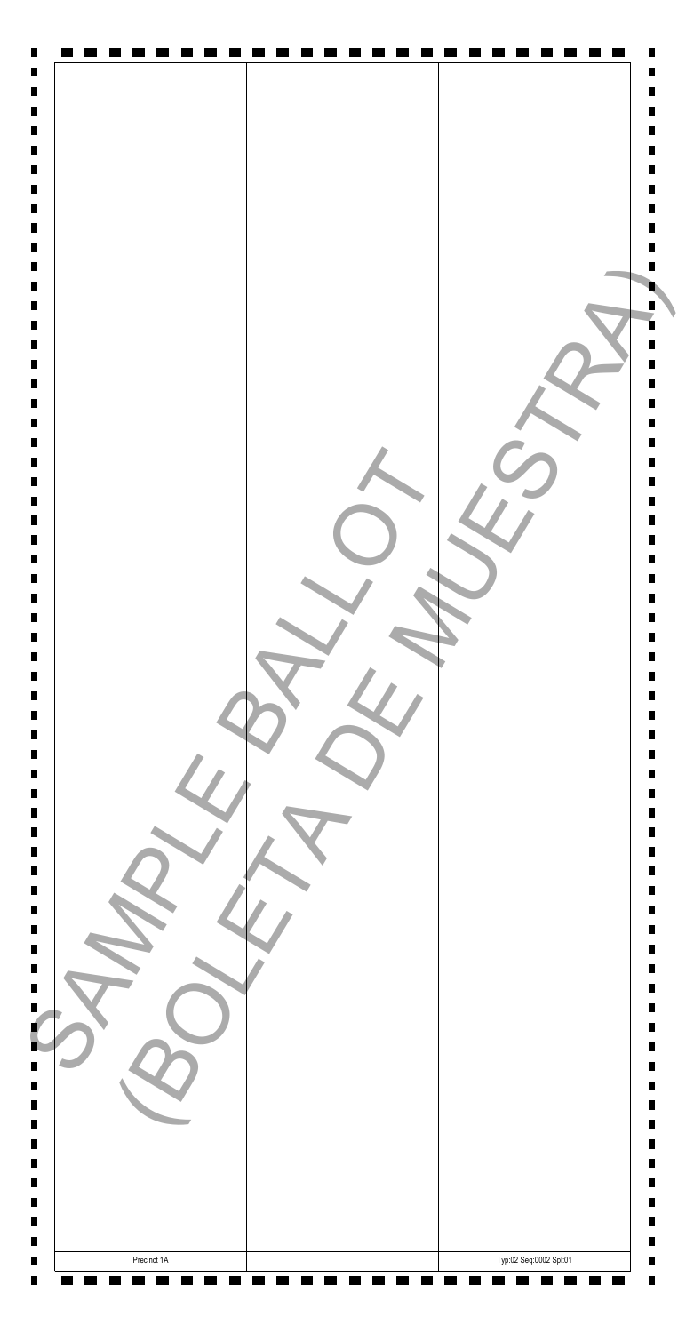SAMPLE BALLOT (BOLETA DE MUESTRA)

Precinct 1A

Typ:02 Seq:0002 Spl:01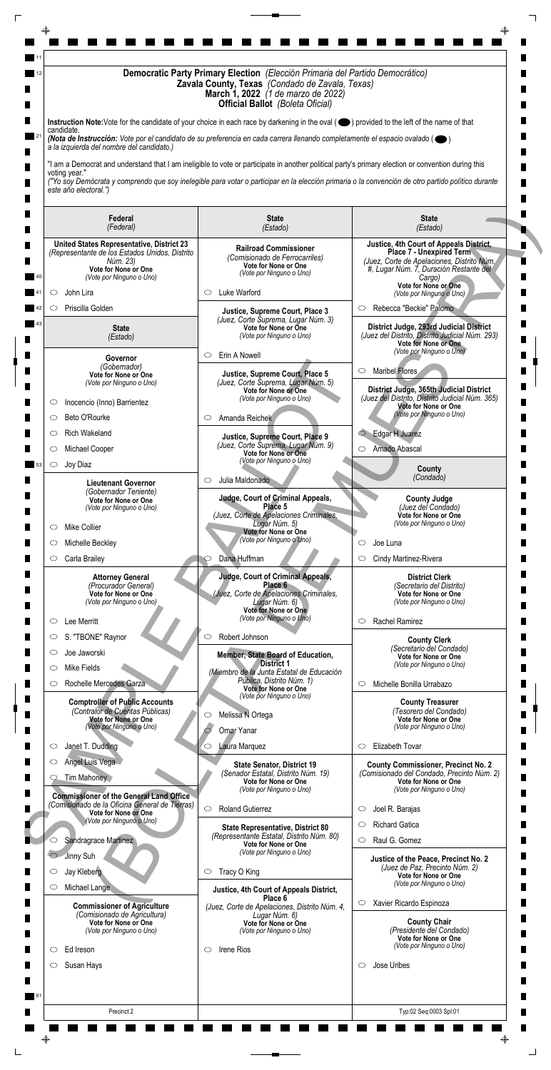# Democratic Party Primary Election *(Elección Primaria del Partido Democrático)*

## Zavala County, Texas *(Condado de Zavala, Texas)*

## March 1, 2022 *(1 de marzo de 2022)*

## Official Ballot *(Boleta Oficial)*

**Instruction Note:** Vote for the candidate of your choice in each race by darkening in the oval ( ⬤ ) provided to the left of the name of that candidate.
*(Nota de Instrucción: Vote por el candidato de su preferencia en cada carrera llenando completamente el espacio ovalado ( ⬤ ) a la izquierda del nombre del candidato.)*

"I am a Democrat and understand that I am ineligible to vote or participate in another political party's primary election or convention during this voting year."
*("Yo soy Demócrata y comprendo que soy inelegible para votar o participar en la elección primaria o la convención de otro partido político durante este año electoral.")*

SAMPLE BALLOT (BOLETA MUESTRA)

## Federal *(Federal)*

### United States Representative, District 23
*(Representante de los Estados Unidos, Distrito Núm. 23)*
**Vote for None or One** *(Vote por Ninguno o Uno)*

- ○ John Lira
- ○ Priscilla Golden

## State *(Estado)*

### Governor
*(Gobernador)*
**Vote for None or One** *(Vote por Ninguno o Uno)*

- ○ Inocencio (Inno) Barrientez
- ○ Beto O'Rourke
- ○ Rich Wakeland
- ○ Michael Cooper
- ○ Joy Diaz

### Lieutenant Governor
*(Gobernador Teniente)*
**Vote for None or One** *(Vote por Ninguno o Uno)*

- ○ Mike Collier
- ○ Michelle Beckley
- ○ Carla Brailey

### Attorney General
*(Procurador General)*
**Vote for None or One** *(Vote por Ninguno o Uno)*

- ○ Lee Merritt
- ○ S. "TBONE" Raynor
- ○ Joe Jaworski
- ○ Mike Fields
- ○ Rochelle Mercedes Garza

### Comptroller of Public Accounts
*(Contralor de Cuentas Públicas)*
**Vote for None or One** *(Vote por Ninguno o Uno)*

- ○ Janet T. Dudding
- ○ Angel Luis Vega
- ○ Tim Mahoney

### Commissioner of the General Land Office
*(Comisionado de la Oficina General de Tierras)*
**Vote for None or One** *(Vote por Ninguno o Uno)*

- ○ Sandragrace Martinez
- ○ Jinny Suh
- ○ Jay Kleberg
- ○ Michael Lange

### Commissioner of Agriculture
*(Comisionado de Agricultura)*
**Vote for None or One** *(Vote por Ninguno o Uno)*

- ○ Ed Ireson
- ○ Susan Hays

## State *(Estado)*

### Railroad Commissioner
*(Comisionado de Ferrocarriles)*
**Vote for None or One** *(Vote por Ninguno o Uno)*

- ○ Luke Warford

### Justice, Supreme Court, Place 3
*(Juez, Corte Suprema, Lugar Núm. 3)*
**Vote for None or One** *(Vote por Ninguno o Uno)*

- ○ Erin A Nowell

### Justice, Supreme Court, Place 5
*(Juez, Corte Suprema, Lugar Núm. 5)*
**Vote for None or One** *(Vote por Ninguno o Uno)*

- ○ Amanda Reichek

### Justice, Supreme Court, Place 9
*(Juez, Corte Suprema, Lugar Núm. 9)*
**Vote for None or One** *(Vote por Ninguno o Uno)*

- ○ Julia Maldonado

### Judge, Court of Criminal Appeals, Place 5
*(Juez, Corte de Apelaciones Criminales, Lugar Núm. 5)*
**Vote for None or One** *(Vote por Ninguno o Uno)*

- ○ Dana Huffman

### Judge, Court of Criminal Appeals, Place 6
*(Juez, Corte de Apelaciones Criminales, Lugar Núm. 6)*
**Vote for None or One** *(Vote por Ninguno o Uno)*

- ○ Robert Johnson

### Member, State Board of Education, District 1
*(Miembro de la Junta Estatal de Educación Pública, Distrito Núm. 1)*
**Vote for None or One** *(Vote por Ninguno o Uno)*

- ○ Melissa N Ortega
- ○ Omar Yanar
- ○ Laura Marquez

### State Senator, District 19
*(Senador Estatal, Distrito Núm. 19)*
**Vote for None or One** *(Vote por Ninguno o Uno)*

- ○ Roland Gutierrez

### State Representative, District 80
*(Representante Estatal, Distrito Núm. 80)*
**Vote for None or One** *(Vote por Ninguno o Uno)*

- ○ Tracy O King

### Justice, 4th Court of Appeals District, Place 6
*(Juez, Corte de Apelaciones, Distrito Núm. 4, Lugar Núm. 6)*
**Vote for None or One** *(Vote por Ninguno o Uno)*

- ○ Irene Rios

## State *(Estado)*

### Justice, 4th Court of Appeals District, Place 7 - Unexpired Term
*(Juez, Corte de Apelaciones, Distrito Núm. #, Lugar Núm. 7, Duración Restante del Cargo)*
**Vote for None or One** *(Vote por Ninguno o Uno)*

- ○ Rebecca "Beckie" Palomo

### District Judge, 293rd Judicial District
*(Juez del Distrito, Distrito Judicial Núm. 293)*
**Vote for None or One** *(Vote por Ninguno o Uno)*

- ○ Maribel Flores

### District Judge, 365th Judicial District
*(Juez del Distrito, Distrito Judicial Núm. 365)*
**Vote for None or One** *(Vote por Ninguno o Uno)*

- ○ Edgar H Juarez
- ○ Amado Abascal

## County *(Condado)*

### County Judge
*(Juez del Condado)*
**Vote for None or One** *(Vote por Ninguno o Uno)*

- ○ Joe Luna
- ○ Cindy Martinez-Rivera

### District Clerk
*(Secretario del Distrito)*
**Vote for None or One** *(Vote por Ninguno o Uno)*

- ○ Rachel Ramirez

### County Clerk
*(Secretario del Condado)*
**Vote for None or One** *(Vote por Ninguno o Uno)*

- ○ Michelle Bonilla Urrabazo

### County Treasurer
*(Tesorero del Condado)*
**Vote for None or One** *(Vote por Ninguno o Uno)*

- ○ Elizabeth Tovar

### County Commissioner, Precinct No. 2
*(Comisionado del Condado, Precinto Núm. 2)*
**Vote for None or One** *(Vote por Ninguno o Uno)*

- ○ Joel R. Barajas
- ○ Richard Gatica
- ○ Raul G. Gomez

### Justice of the Peace, Precinct No. 2
*(Juez de Paz, Precinto Núm. 2)*
**Vote for None or One** *(Vote por Ninguno o Uno)*

- ○ Xavier Ricardo Espinoza

### County Chair
*(Presidente del Condado)*
**Vote for None or One** *(Vote por Ninguno o Uno)*

- ○ Jose Uribes

Precinct 2

Typ:02 Seq:0003 Spl:01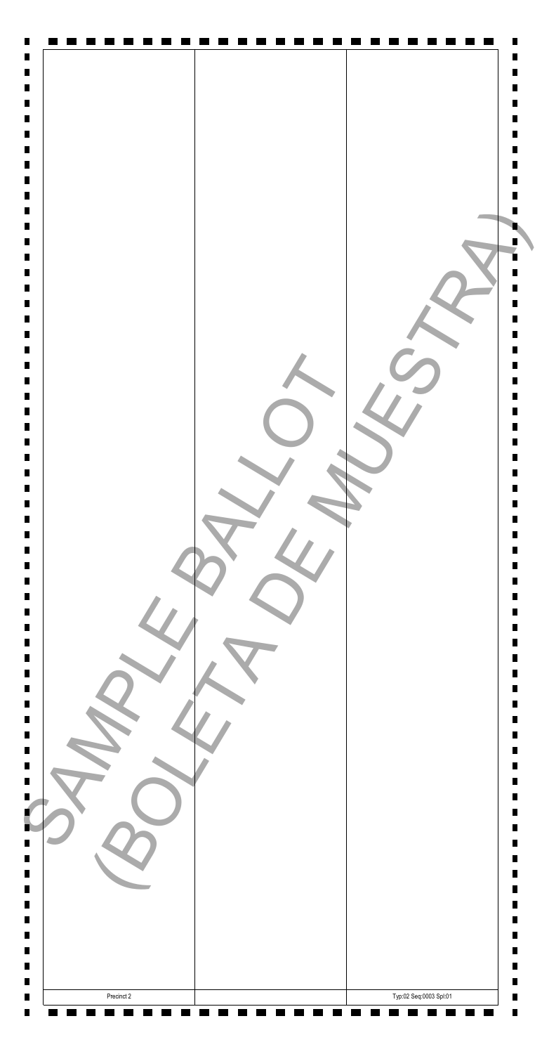SAMPLE BALLOT (BOLETA DE MUESTRA)

Precinct 2

Typ:02 Seq:0003 Spl:01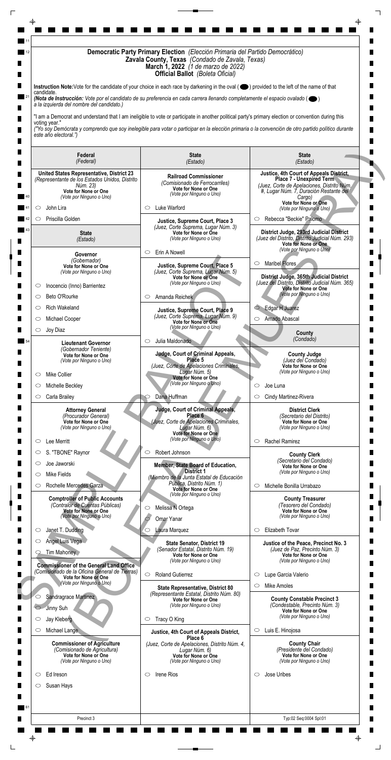# Democratic Party Primary Election *(Elección Primaria del Partido Democrático)*

## Zavala County, Texas *(Condado de Zavala, Texas)*

### March 1, 2022 *(1 de marzo de 2022)*

### Official Ballot *(Boleta Oficial)*

**Instruction Note:** Vote for the candidate of your choice in each race by darkening in the oval (⬤) provided to the left of the name of that candidate.
*(Nota de Instrucción: Vote por el candidato de su preferencia en cada carrera llenando completamente el espacio ovalado (⬤) a la izquierda del nombre del candidato.)*

"I am a Democrat and understand that I am ineligible to vote or participate in another political party's primary election or convention during this voting year."
*("Yo soy Demócrata y comprendo que soy inelegible para votar o participar en la elección primaria o la convención de otro partido político durante este año electoral.")*

SAMPLE BALLOT (BOLETA DE MUESTRA)

## Federal *(Federal)*

**United States Representative, District 23**
*(Representante de los Estados Unidos, Distrito Núm. 23)*
Vote for None or One *(Vote por Ninguno o Uno)*

- ○ John Lira
- ○ Priscilla Golden

## State *(Estado)*

**Governor**
*(Gobernador)*
Vote for None or One *(Vote por Ninguno o Uno)*

- ○ Inocencio (Inno) Barrientez
- ○ Beto O'Rourke
- ○ Rich Wakeland
- ○ Michael Cooper
- ○ Joy Diaz

**Lieutenant Governor**
*(Gobernador Teniente)*
Vote for None or One *(Vote por Ninguno o Uno)*

- ○ Mike Collier
- ○ Michelle Beckley
- ○ Carla Brailey

**Attorney General**
*(Procurador General)*
Vote for None or One *(Vote por Ninguno o Uno)*

- ○ Lee Merritt
- ○ S. "TBONE" Raynor
- ○ Joe Jaworski
- ○ Mike Fields
- ○ Rochelle Mercedes Garza

**Comptroller of Public Accounts**
*(Contralor de Cuentas Públicas)*
Vote for None or One *(Vote por Ninguno o Uno)*

- ○ Janet T. Dudding
- ○ Angel Luis Vega
- ○ Tim Mahoney

**Commissioner of the General Land Office**
*(Comisionado de la Oficina General de Tierras)*
Vote for None or One *(Vote por Ninguno o Uno)*

- ○ Sandragrace Martinez
- ○ Jinny Suh
- ○ Jay Kleberg
- ○ Michael Lange

**Commissioner of Agriculture**
*(Comisionado de Agricultura)*
Vote for None or One *(Vote por Ninguno o Uno)*

- ○ Ed Ireson
- ○ Susan Hays

**Railroad Commissioner**
*(Comisionado de Ferrocarriles)*
Vote for None or One *(Vote por Ninguno o Uno)*

- ○ Luke Warford

**Justice, Supreme Court, Place 3**
*(Juez, Corte Suprema, Lugar Núm. 3)*
Vote for None or One *(Vote por Ninguno o Uno)*

- ○ Erin A Nowell

**Justice, Supreme Court, Place 5**
*(Juez, Corte Suprema, Lugar Núm. 5)*
Vote for None or One *(Vote por Ninguno o Uno)*

- ○ Amanda Reichek

**Justice, Supreme Court, Place 9**
*(Juez, Corte Suprema, Lugar Núm. 9)*
Vote for None or One *(Vote por Ninguno o Uno)*

- ○ Julia Maldonado

**Judge, Court of Criminal Appeals, Place 5**
*(Juez, Corte de Apelaciones Criminales, Lugar Núm. 5)*
Vote for None or One *(Vote por Ninguno o Uno)*

- ○ Dana Huffman

**Judge, Court of Criminal Appeals, Place 6**
*(Juez, Corte de Apelaciones Criminales, Lugar Núm. 6)*
Vote for None or One *(Vote por Ninguno o Uno)*

- ○ Robert Johnson

**Member, State Board of Education, District 1**
*(Miembro de la Junta Estatal de Educación Pública, Distrito Núm. 1)*
Vote for None or One *(Vote por Ninguno o Uno)*

- ○ Melissa N Ortega
- ○ Omar Yanar
- ○ Laura Marquez

**State Senator, District 19**
*(Senador Estatal, Distrito Núm. 19)*
Vote for None or One *(Vote por Ninguno o Uno)*

- ○ Roland Gutierrez

**State Representative, District 80**
*(Representante Estatal, Distrito Núm. 80)*
Vote for None or One *(Vote por Ninguno o Uno)*

- ○ Tracy O King

**Justice, 4th Court of Appeals District, Place 6**
*(Juez, Corte de Apelaciones, Distrito Núm. 4, Lugar Núm. 6)*
Vote for None or One *(Vote por Ninguno o Uno)*

- ○ Irene Rios

## State *(Estado)*

**Justice, 4th Court of Appeals District, Place 7 - Unexpired Term**
*(Juez, Corte de Apelaciones, Distrito Núm. #, Lugar Núm. 7, Duración Restante del Cargo)*
Vote for None or One *(Vote por Ninguno o Uno)*

- ○ Rebecca "Beckie" Palomo

**District Judge, 293rd Judicial District**
*(Juez del Distrito, Distrito Judicial Núm. 293)*
Vote for None or One *(Vote por Ninguno o Uno)*

- ○ Maribel Flores

**District Judge, 365th Judicial District**
*(Juez del Distrito, Distrito Judicial Núm. 365)*
Vote for None or One *(Vote por Ninguno o Uno)*

- ○ Edgar H Juarez
- ○ Amado Abascal

## County *(Condado)*

**County Judge**
*(Juez del Condado)*
Vote for None or One *(Vote por Ninguno o Uno)*

- ○ Joe Luna
- ○ Cindy Martinez-Rivera

**District Clerk**
*(Secretario del Distrito)*
Vote for None or One *(Vote por Ninguno o Uno)*

- ○ Rachel Ramirez

**County Clerk**
*(Secretario del Condado)*
Vote for None or One *(Vote por Ninguno o Uno)*

- ○ Michelle Bonilla Urrabazo

**County Treasurer**
*(Tesorero del Condado)*
Vote for None or One *(Vote por Ninguno o Uno)*

- ○ Elizabeth Tovar

**Justice of the Peace, Precinct No. 3**
*(Juez de Paz, Precinto Núm. 3)*
Vote for None or One *(Vote por Ninguno o Uno)*

- ○ Lupe Garcia Valerio
- ○ Mike Amoles

**County Constable Precinct 3**
*(Condestable, Precinto Núm. 3)*
Vote for None or One *(Vote por Ninguno o Uno)*

- ○ Luis E. Hinojosa

**County Chair**
*(Presidente del Condado)*
Vote for None or One *(Vote por Ninguno o Uno)*

- ○ Jose Uribes

Precinct 3

Typ:02 Seq:0004 Spl:01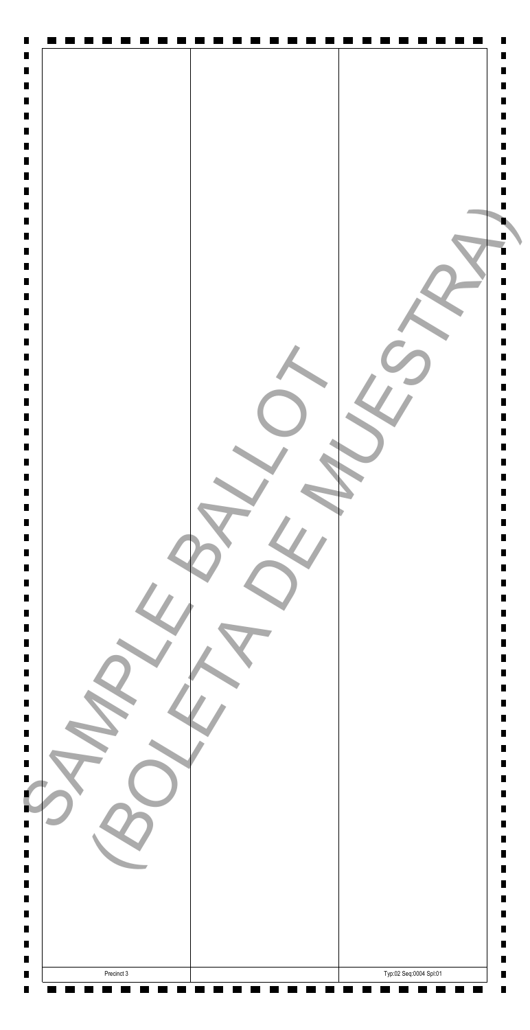SAMPLE BALLOT (BOLETA DE MUESTRA)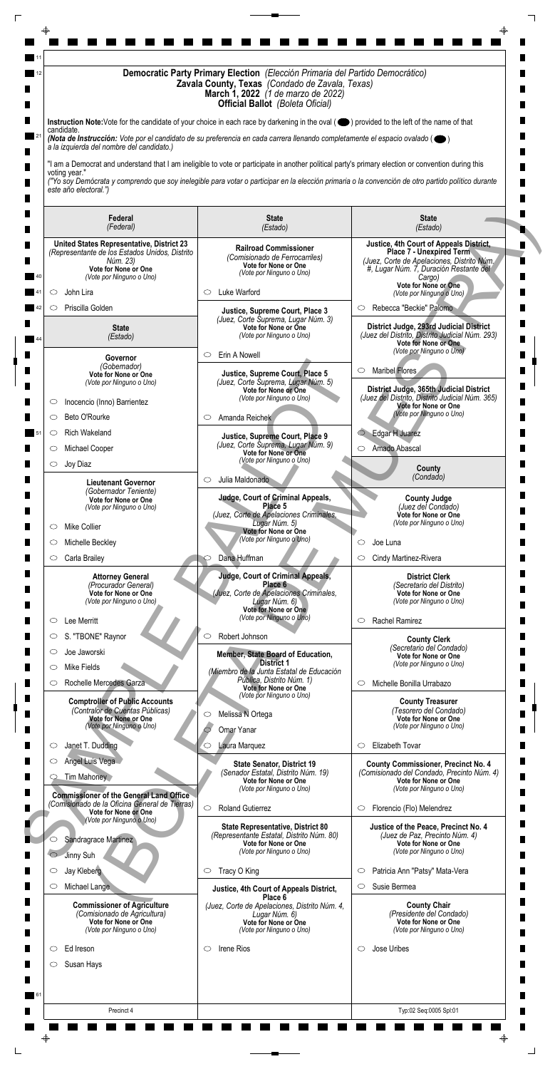# Democratic Party Primary Election *(Elección Primaria del Partido Democrático)*

**Zavala County, Texas** *(Condado de Zavala, Texas)*
**March 1, 2022** *(1 de marzo de 2022)*
**Official Ballot** *(Boleta Oficial)*

**Instruction Note:** Vote for the candidate of your choice in each race by darkening in the oval ( ⬤ ) provided to the left of the name of that candidate.
*(Nota de Instrucción: Vote por el candidato de su preferencia en cada carrera llenando completamente el espacio ovalado ( ⬤ ) a la izquierda del nombre del candidato.)*

"I am a Democrat and understand that I am ineligible to vote or participate in another political party's primary election or convention during this voting year."
*("Yo soy Demócrata y comprendo que soy inelegible para votar o participar en la elección primaria o la convención de otro partido político durante este año electoral.")*

## Federal *(Federal)*

### United States Representative, District 23
*(Representante de los Estados Unidos, Distrito Núm. 23)*
**Vote for None or One** *(Vote por Ninguno o Uno)*

- ○ John Lira
- ○ Priscilla Golden

## State *(Estado)*

### Governor
*(Gobernador)*
**Vote for None or One** *(Vote por Ninguno o Uno)*

- ○ Inocencio (Inno) Barrientez
- ○ Beto O'Rourke
- ○ Rich Wakeland
- ○ Michael Cooper
- ○ Joy Diaz

### Lieutenant Governor
*(Gobernador Teniente)*
**Vote for None or One** *(Vote por Ninguno o Uno)*

- ○ Mike Collier
- ○ Michelle Beckley
- ○ Carla Brailey

### Attorney General
*(Procurador General)*
**Vote for None or One** *(Vote por Ninguno o Uno)*

- ○ Lee Merritt
- ○ S. "TBONE" Raynor
- ○ Joe Jaworski
- ○ Mike Fields
- ○ Rochelle Mercedes Garza

### Comptroller of Public Accounts
*(Contralor de Cuentas Públicas)*
**Vote for None or One** *(Vote por Ninguno o Uno)*

- ○ Janet T. Dudding
- ○ Angel Luis Vega
- ○ Tim Mahoney

### Commissioner of the General Land Office
*(Comisionado de la Oficina General de Tierras)*
**Vote for None or One** *(Vote por Ninguno o Uno)*

- ○ Sandragrace Martinez
- ○ Jinny Suh
- ○ Jay Kleberg
- ○ Michael Lange

### Commissioner of Agriculture
*(Comisionado de Agricultura)*
**Vote for None or One** *(Vote por Ninguno o Uno)*

- ○ Ed Ireson
- ○ Susan Hays

## State *(Estado)*

### Railroad Commissioner
*(Comisionado de Ferrocarriles)*
**Vote for None or One** *(Vote por Ninguno o Uno)*

- ○ Luke Warford

### Justice, Supreme Court, Place 3
*(Juez, Corte Suprema, Lugar Núm. 3)*
**Vote for None or One** *(Vote por Ninguno o Uno)*

- ○ Erin A Nowell

### Justice, Supreme Court, Place 5
*(Juez, Corte Suprema, Lugar Núm. 5)*
**Vote for None or One** *(Vote por Ninguno o Uno)*

- ○ Amanda Reichek

### Justice, Supreme Court, Place 9
*(Juez, Corte Suprema, Lugar Núm. 9)*
**Vote for None or One** *(Vote por Ninguno o Uno)*

- ○ Julia Maldonado

### Judge, Court of Criminal Appeals, Place 5
*(Juez, Corte de Apelaciones Criminales, Lugar Núm. 5)*
**Vote for None or One** *(Vote por Ninguno o Uno)*

- ○ Dana Huffman

### Judge, Court of Criminal Appeals, Place 6
*(Juez, Corte de Apelaciones Criminales, Lugar Núm. 6)*
**Vote for None or One** *(Vote por Ninguno o Uno)*

- ○ Robert Johnson

### Member, State Board of Education, District 1
*(Miembro de la Junta Estatal de Educación Pública, Distrito Núm. 1)*
**Vote for None or One** *(Vote por Ninguno o Uno)*

- ○ Melissa N Ortega
- ○ Omar Yanar
- ○ Laura Marquez

### State Senator, District 19
*(Senador Estatal, Distrito Núm. 19)*
**Vote for None or One** *(Vote por Ninguno o Uno)*

- ○ Roland Gutierrez

### State Representative, District 80
*(Representante Estatal, Distrito Núm. 80)*
**Vote for None or One** *(Vote por Ninguno o Uno)*

- ○ Tracy O King

### Justice, 4th Court of Appeals District, Place 6
*(Juez, Corte de Apelaciones, Distrito Núm. 4, Lugar Núm. 6)*
**Vote for None or One** *(Vote por Ninguno o Uno)*

- ○ Irene Rios

## State *(Estado)*

### Justice, 4th Court of Appeals District, Place 7 - Unexpired Term
*(Juez, Corte de Apelaciones, Distrito Núm. #, Lugar Núm. 7, Duración Restante del Cargo)*
**Vote for None or One** *(Vote por Ninguno o Uno)*

- ○ Rebecca "Beckie" Palomo

### District Judge, 293rd Judicial District
*(Juez del Distrito, Distrito Judicial Núm. 293)*
**Vote for None or One** *(Vote por Ninguno o Uno)*

- ○ Maribel Flores

### District Judge, 365th Judicial District
*(Juez del Distrito, Distrito Judicial Núm. 365)*
**Vote for None or One** *(Vote por Ninguno o Uno)*

- ○ Edgar H Juarez
- ○ Amado Abascal

## County *(Condado)*

### County Judge
*(Juez del Condado)*
**Vote for None or One** *(Vote por Ninguno o Uno)*

- ○ Joe Luna
- ○ Cindy Martinez-Rivera

### District Clerk
*(Secretario del Distrito)*
**Vote for None or One** *(Vote por Ninguno o Uno)*

- ○ Rachel Ramirez

### County Clerk
*(Secretario del Condado)*
**Vote for None or One** *(Vote por Ninguno o Uno)*

- ○ Michelle Bonilla Urrabazo

### County Treasurer
*(Tesorero del Condado)*
**Vote for None or One** *(Vote por Ninguno o Uno)*

- ○ Elizabeth Tovar

### County Commissioner, Precinct No. 4
*(Comisionado del Condado, Precinto Núm. 4)*
**Vote for None or One** *(Vote por Ninguno o Uno)*

- ○ Florencio (Flo) Melendrez

### Justice of the Peace, Precinct No. 4
*(Juez de Paz, Precinto Núm. 4)*
**Vote for None or One** *(Vote por Ninguno o Uno)*

- ○ Patricia Ann "Patsy" Mata-Vera
- ○ Susie Bermea

### County Chair
*(Presidente del Condado)*
**Vote for None or One** *(Vote por Ninguno o Uno)*

- ○ Jose Uribes

Precinct 4

Typ:02 Seq:0005 Spl:01

SAMPLE BALLOT (BOLETA MUESTRA)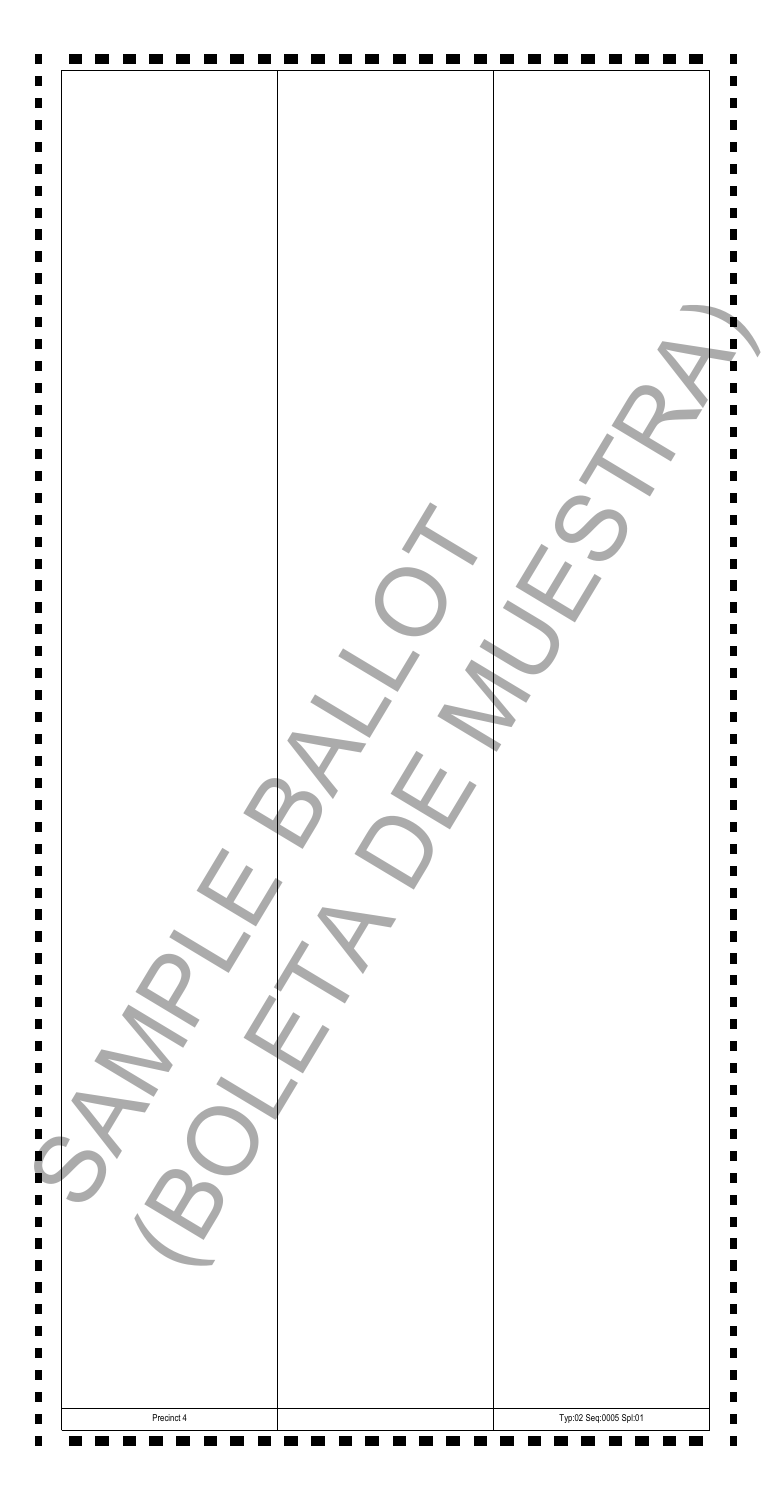SAMPLE BALLOT
(BOLETA DE MUESTRA)

Precinct 4

Typ:02 Seq:0005 Spl:01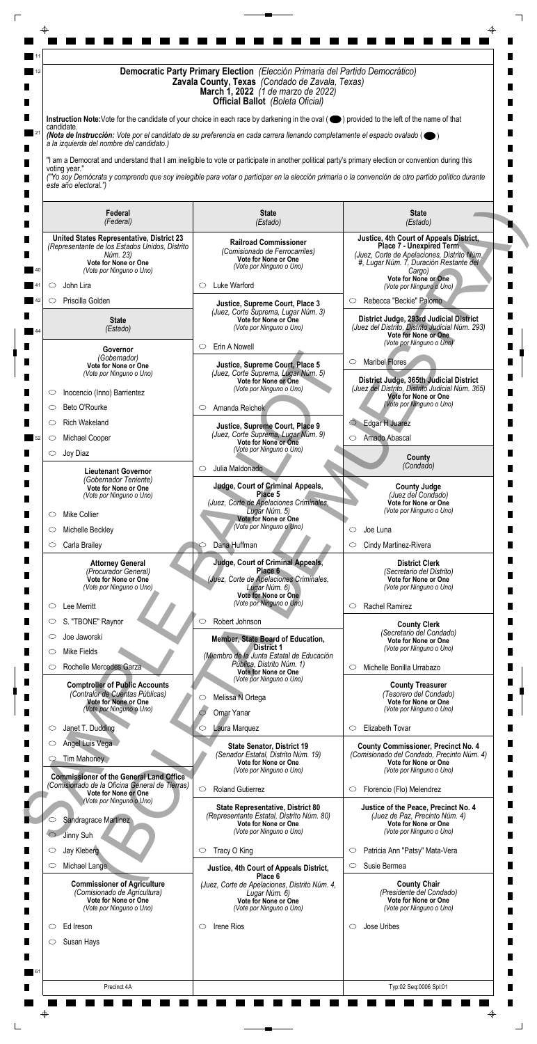# Democratic Party Primary Election *(Elección Primaria del Partido Democrático)*

## Zavala County, Texas *(Condado de Zavala, Texas)*

## March 1, 2022 *(1 de marzo de 2022)*

## Official Ballot *(Boleta Oficial)*

**Instruction Note:** Vote for the candidate of your choice in each race by darkening in the oval (⬤) provided to the left of the name of that candidate.
*(Nota de Instrucción: Vote por el candidato de su preferencia en cada carrera llenando completamente el espacio ovalado (⬤) a la izquierda del nombre del candidato.)*

"I am a Democrat and understand that I am ineligible to vote or participate in another political party's primary election or convention during this voting year."
*("Yo soy Demócrata y comprendo que soy inelegible para votar o participar en la elección primaria o la convención de otro partido político durante este año electoral.")*

SAMPLE BALLOT (BOLETA DE MUESTRA)

## Federal *(Federal)*

### United States Representative, District 23
*(Representante de los Estados Unidos, Distrito Núm. 23)*
**Vote for None or One** *(Vote por Ninguno o Uno)*

- ○ John Lira
- ○ Priscilla Golden

## State *(Estado)*

### Governor
*(Gobernador)*
**Vote for None or One** *(Vote por Ninguno o Uno)*

- ○ Inocencio (Inno) Barrientez
- ○ Beto O'Rourke
- ○ Rich Wakeland
- ○ Michael Cooper
- ○ Joy Diaz

### Lieutenant Governor
*(Gobernador Teniente)*
**Vote for None or One** *(Vote por Ninguno o Uno)*

- ○ Mike Collier
- ○ Michelle Beckley
- ○ Carla Brailey

### Attorney General
*(Procurador General)*
**Vote for None or One** *(Vote por Ninguno o Uno)*

- ○ Lee Merritt
- ○ S. "TBONE" Raynor
- ○ Joe Jaworski
- ○ Mike Fields
- ○ Rochelle Mercedes Garza

### Comptroller of Public Accounts
*(Contralor de Cuentas Públicas)*
**Vote for None or One** *(Vote por Ninguno o Uno)*

- ○ Janet T. Dudding
- ○ Angel Luis Vega
- ○ Tim Mahoney

### Commissioner of the General Land Office
*(Comisionado de la Oficina General de Tierras)*
**Vote for None or One** *(Vote por Ninguno o Uno)*

- ○ Sandragrace Martinez
- ○ Jinny Suh
- ○ Jay Kleberg
- ○ Michael Lange

### Commissioner of Agriculture
*(Comisionado de Agricultura)*
**Vote for None or One** *(Vote por Ninguno o Uno)*

- ○ Ed Ireson
- ○ Susan Hays

## State *(Estado)*

### Railroad Commissioner
*(Comisionado de Ferrocarriles)*
**Vote for None or One** *(Vote por Ninguno o Uno)*

- ○ Luke Warford

### Justice, Supreme Court, Place 3
*(Juez, Corte Suprema, Lugar Núm. 3)*
**Vote for None or One** *(Vote por Ninguno o Uno)*

- ○ Erin A Nowell

### Justice, Supreme Court, Place 5
*(Juez, Corte Suprema, Lugar Núm. 5)*
**Vote for None or One** *(Vote por Ninguno o Uno)*

- ○ Amanda Reichek

### Justice, Supreme Court, Place 9
*(Juez, Corte Suprema, Lugar Núm. 9)*
**Vote for None or One** *(Vote por Ninguno o Uno)*

- ○ Julia Maldonado

### Judge, Court of Criminal Appeals, Place 5
*(Juez, Corte de Apelaciones Criminales, Lugar Núm. 5)*
**Vote for None or One** *(Vote por Ninguno o Uno)*

- ○ Dana Huffman

### Judge, Court of Criminal Appeals, Place 6
*(Juez, Corte de Apelaciones Criminales, Lugar Núm. 6)*
**Vote for None or One** *(Vote por Ninguno o Uno)*

- ○ Robert Johnson

### Member, State Board of Education, District 1
*(Miembro de la Junta Estatal de Educación Pública, Distrito Núm. 1)*
**Vote for None or One** *(Vote por Ninguno o Uno)*

- ○ Melissa N Ortega
- ○ Omar Yanar
- ○ Laura Marquez

### State Senator, District 19
*(Senador Estatal, Distrito Núm. 19)*
**Vote for None or One** *(Vote por Ninguno o Uno)*

- ○ Roland Gutierrez

### State Representative, District 80
*(Representante Estatal, Distrito Núm. 80)*
**Vote for None or One** *(Vote por Ninguno o Uno)*

- ○ Tracy O King

### Justice, 4th Court of Appeals District, Place 6
*(Juez, Corte de Apelaciones, Distrito Núm. 4, Lugar Núm. 6)*
**Vote for None or One** *(Vote por Ninguno o Uno)*

- ○ Irene Rios

## State *(Estado)*

### Justice, 4th Court of Appeals District, Place 7 - Unexpired Term
*(Juez, Corte de Apelaciones, Distrito Núm. #, Lugar Núm. 7, Duración Restante del Cargo)*
**Vote for None or One** *(Vote por Ninguno o Uno)*

- ○ Rebecca "Beckie" Palomo

### District Judge, 293rd Judicial District
*(Juez del Distrito, Distrito Judicial Núm. 293)*
**Vote for None or One** *(Vote por Ninguno o Uno)*

- ○ Maribel Flores

### District Judge, 365th Judicial District
*(Juez del Distrito, Distrito Judicial Núm. 365)*
**Vote for None or One** *(Vote por Ninguno o Uno)*

- ○ Edgar H Juarez
- ○ Amado Abascal

## County *(Condado)*

### County Judge
*(Juez del Condado)*
**Vote for None or One** *(Vote por Ninguno o Uno)*

- ○ Joe Luna
- ○ Cindy Martinez-Rivera

### District Clerk
*(Secretario del Distrito)*
**Vote for None or One** *(Vote por Ninguno o Uno)*

- ○ Rachel Ramirez

### County Clerk
*(Secretario del Condado)*
**Vote for None or One** *(Vote por Ninguno o Uno)*

- ○ Michelle Bonilla Urrabazo

### County Treasurer
*(Tesorero del Condado)*
**Vote for None or One** *(Vote por Ninguno o Uno)*

- ○ Elizabeth Tovar

### County Commissioner, Precinct No. 4
*(Comisionado del Condado, Precinto Núm. 4)*
**Vote for None or One** *(Vote por Ninguno o Uno)*

- ○ Florencio (Flo) Melendrez

### Justice of the Peace, Precinct No. 4
*(Juez de Paz, Precinto Núm. 4)*
**Vote for None or One** *(Vote por Ninguno o Uno)*

- ○ Patricia Ann "Patsy" Mata-Vera
- ○ Susie Bermea

### County Chair
*(Presidente del Condado)*
**Vote for None or One** *(Vote por Ninguno o Uno)*

- ○ Jose Uribes

Precinct 4A

Typ:02 Seq:0006 Spl:01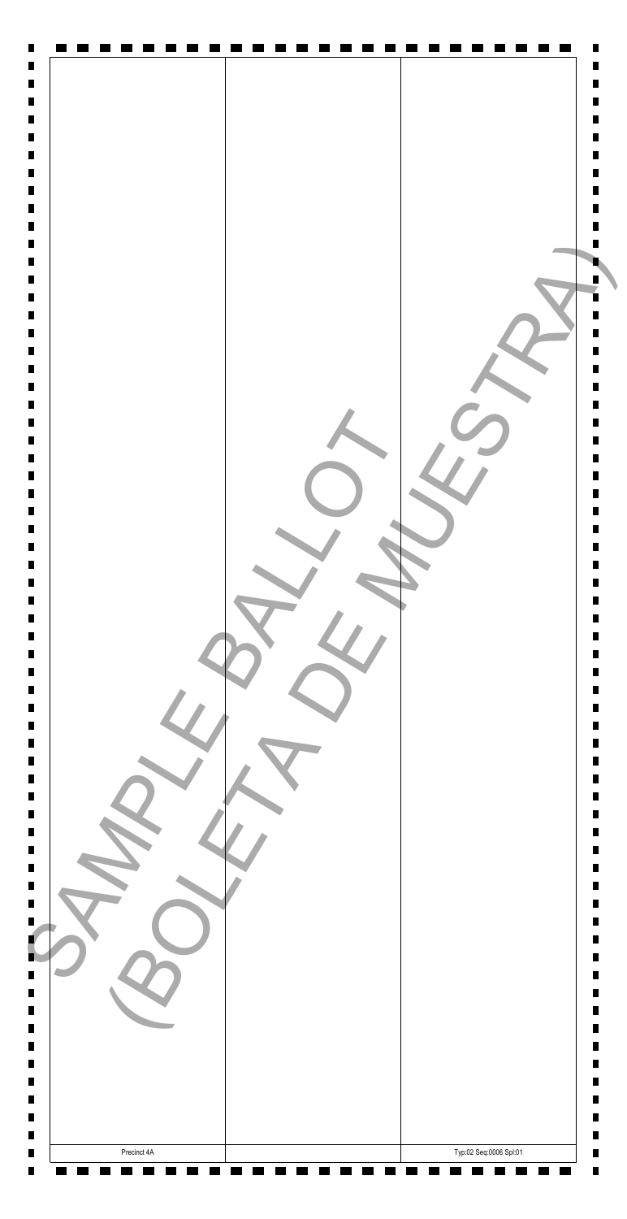SAMPLE BALLOT
(BOLETA DE MUESTRA)

Precinct 4A

Typ:02 Seq:0006 Spl:01